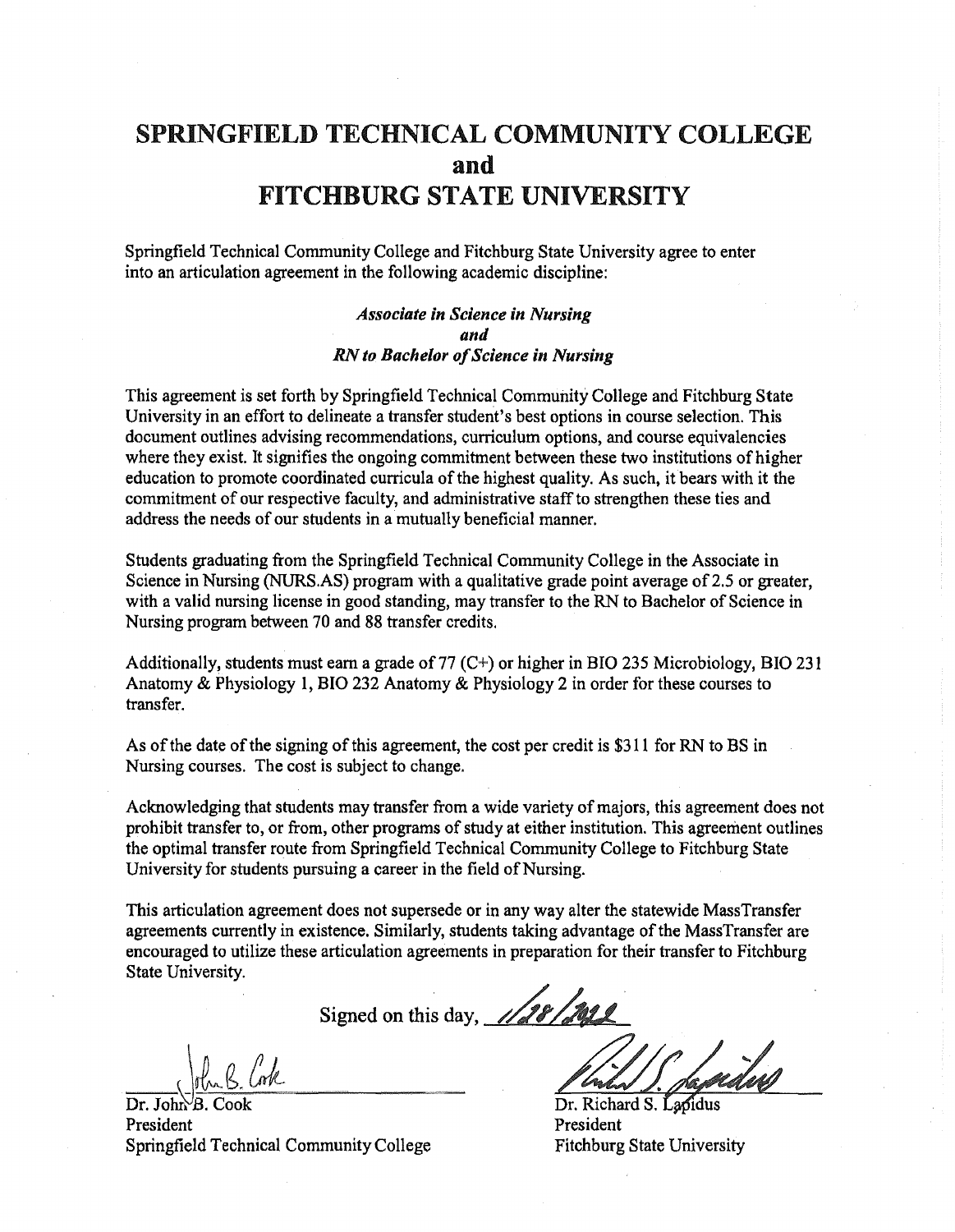# SPRINGFIELD TECHNICAL COMMUNITY COLLEGE
# and
# FITCHBURG STATE UNIVERSITY

Springfield Technical Community College and Fitchburg State University agree to enter into an articulation agreement in the following academic discipline:

***Associate in Science in Nursing***
***and***
***RN to Bachelor of Science in Nursing***

This agreement is set forth by Springfield Technical Community College and Fitchburg State University in an effort to delineate a transfer student's best options in course selection. This document outlines advising recommendations, curriculum options, and course equivalencies where they exist. It signifies the ongoing commitment between these two institutions of higher education to promote coordinated curricula of the highest quality. As such, it bears with it the commitment of our respective faculty, and administrative staff to strengthen these ties and address the needs of our students in a mutually beneficial manner.

Students graduating from the Springfield Technical Community College in the Associate in Science in Nursing (NURS.AS) program with a qualitative grade point average of 2.5 or greater, with a valid nursing license in good standing, may transfer to the RN to Bachelor of Science in Nursing program between 70 and 88 transfer credits.

Additionally, students must earn a grade of 77 (C+) or higher in BIO 235 Microbiology, BIO 231 Anatomy & Physiology 1, BIO 232 Anatomy & Physiology 2 in order for these courses to transfer.

As of the date of the signing of this agreement, the cost per credit is $311 for RN to BS in Nursing courses. The cost is subject to change.

Acknowledging that students may transfer from a wide variety of majors, this agreement does not prohibit transfer to, or from, other programs of study at either institution. This agreement outlines the optimal transfer route from Springfield Technical Community College to Fitchburg State University for students pursuing a career in the field of Nursing.

This articulation agreement does not supersede or in any way alter the statewide MassTransfer agreements currently in existence. Similarly, students taking advantage of the MassTransfer are encouraged to utilize these articulation agreements in preparation for their transfer to Fitchburg State University.

Signed on this day, 11/28/2022

Dr. John B. Cook
President
Springfield Technical Community College

Dr. Richard S. Lapidus
President
Fitchburg State University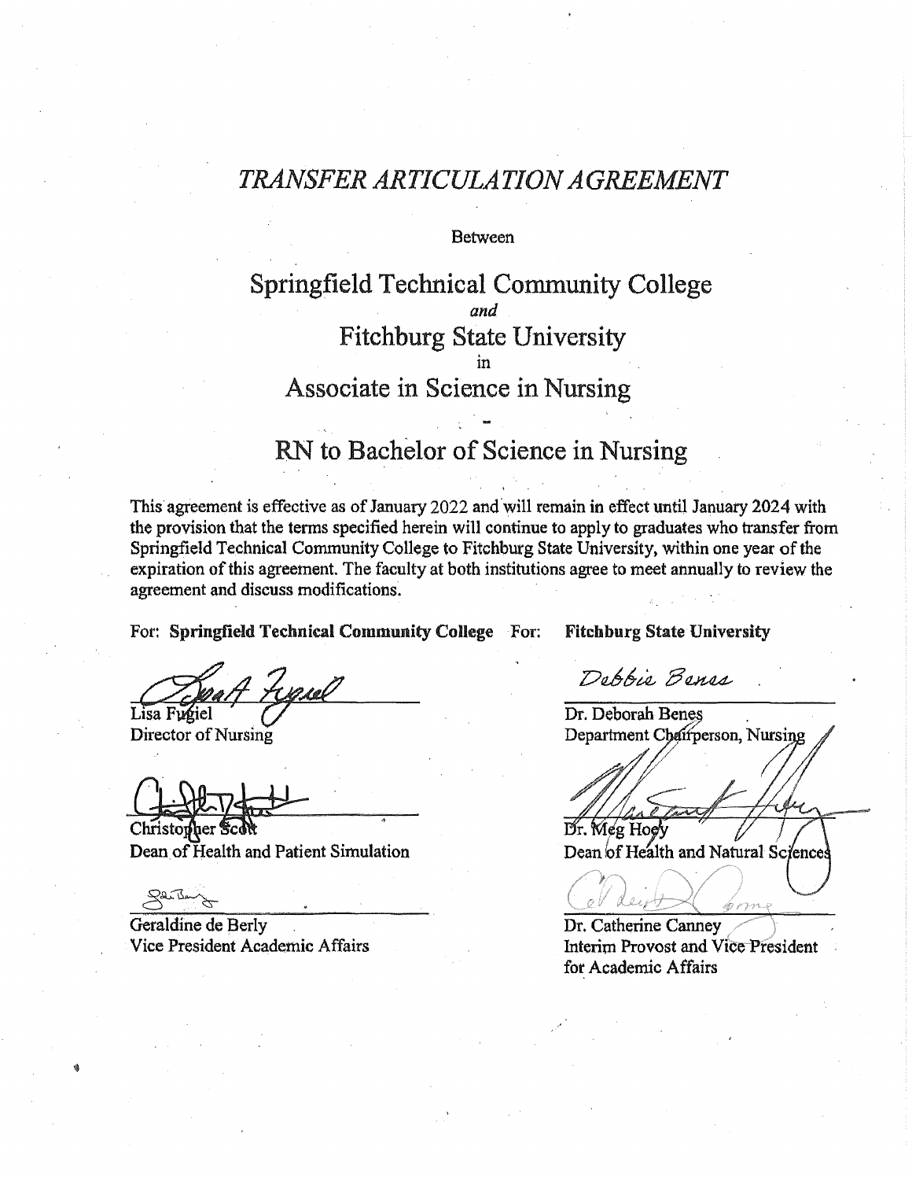# *TRANSFER ARTICULATION AGREEMENT*

Between

## Springfield Technical Community College
*and*
## Fitchburg State University
in
## Associate in Science in Nursing

-

## RN to Bachelor of Science in Nursing

This agreement is effective as of January 2022 and will remain in effect until January 2024 with the provision that the terms specified herein will continue to apply to graduates who transfer from Springfield Technical Community College to Fitchburg State University, within one year of the expiration of this agreement. The faculty at both institutions agree to meet annually to review the agreement and discuss modifications.

For: **Springfield Technical Community College**

Lisa Fugiel
Director of Nursing

Christopher Scott
Dean of Health and Patient Simulation

Geraldine de Berly
Vice President Academic Affairs

For: **Fitchburg State University**

Dr. Deborah Benes
Department Chairperson, Nursing

Dr. Meg Hoey
Dean of Health and Natural Sciences

Dr. Catherine Canney
Interim Provost and Vice President for Academic Affairs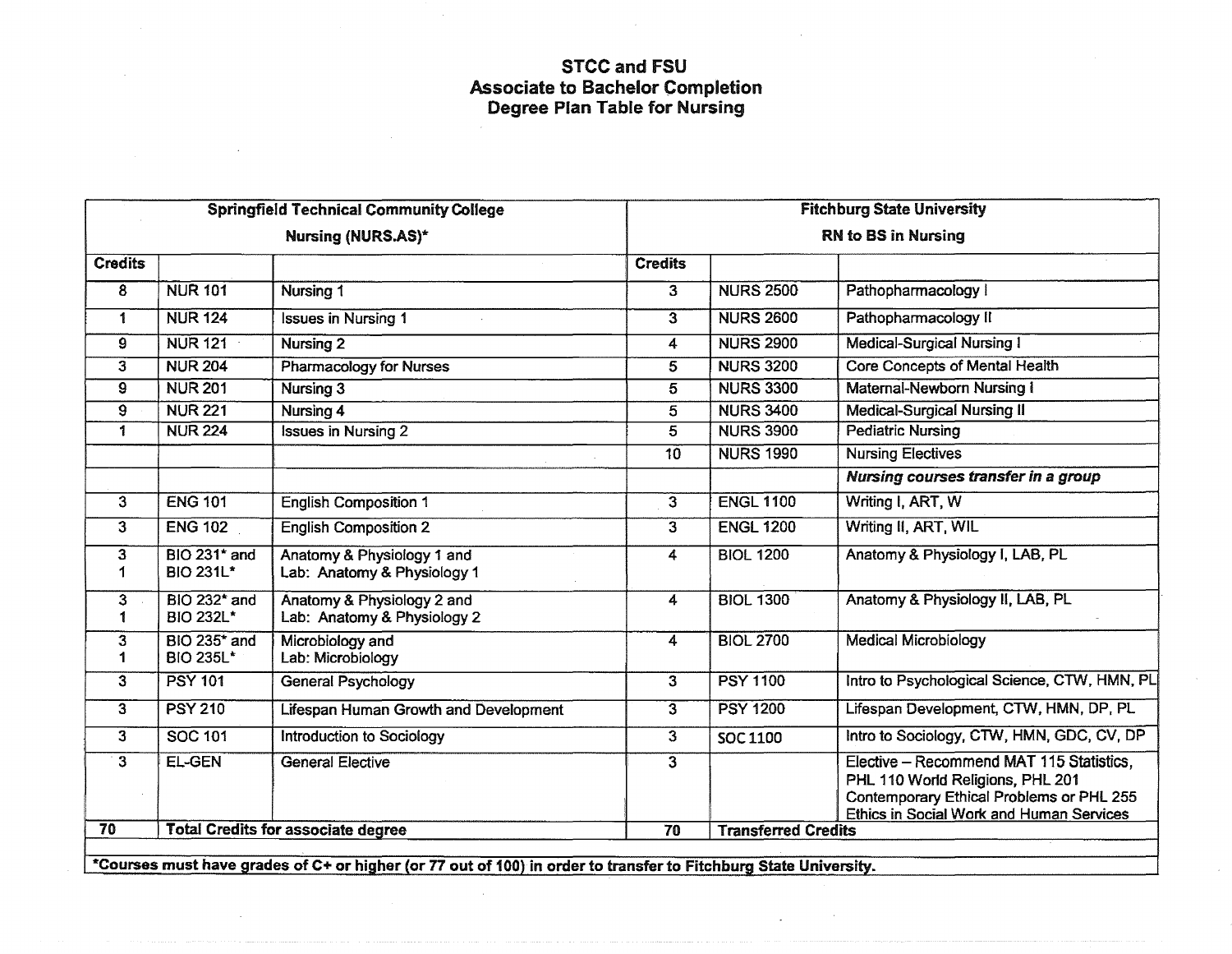# STCC and FSU
## Associate to Bachelor Completion
## Degree Plan Table for Nursing

| Springfield Technical Community College Nursing (NURS.AS)* | | | Fitchburg State University RN to BS in Nursing | | |
|---|---|---|---|---|---|
| **Credits** | | | **Credits** | | |
| 8 | NUR 101 | Nursing 1 | 3 | NURS 2500 | Pathopharmacology I |
| 1 | NUR 124 | Issues in Nursing 1 | 3 | NURS 2600 | Pathopharmacology II |
| 9 | NUR 121 | Nursing 2 | 4 | NURS 2900 | Medical-Surgical Nursing I |
| 3 | NUR 204 | Pharmacology for Nurses | 5 | NURS 3200 | Core Concepts of Mental Health |
| 9 | NUR 201 | Nursing 3 | 5 | NURS 3300 | Maternal-Newborn Nursing I |
| 9 | NUR 221 | Nursing 4 | 5 | NURS 3400 | Medical-Surgical Nursing II |
| 1 | NUR 224 | Issues in Nursing 2 | 5 | NURS 3900 | Pediatric Nursing |
| | | | 10 | NURS 1990 | Nursing Electives |
| | | | | | ***Nursing courses transfer in a group*** |
| 3 | ENG 101 | English Composition 1 | 3 | ENGL 1100 | Writing I, ART, W |
| 3 | ENG 102 | English Composition 2 | 3 | ENGL 1200 | Writing II, ART, WIL |
| 3<br>1 | BIO 231* and<br>BIO 231L* | Anatomy & Physiology 1 and<br>Lab: Anatomy & Physiology 1 | 4 | BIOL 1200 | Anatomy & Physiology I, LAB, PL |
| 3<br>1 | BIO 232* and<br>BIO 232L* | Anatomy & Physiology 2 and<br>Lab: Anatomy & Physiology 2 | 4 | BIOL 1300 | Anatomy & Physiology II, LAB, PL |
| 3<br>1 | BIO 235* and<br>BIO 235L* | Microbiology and<br>Lab: Microbiology | 4 | BIOL 2700 | Medical Microbiology |
| 3 | PSY 101 | General Psychology | 3 | PSY 1100 | Intro to Psychological Science, CTW, HMN, PL |
| 3 | PSY 210 | Lifespan Human Growth and Development | 3 | PSY 1200 | Lifespan Development, CTW, HMN, DP, PL |
| 3 | SOC 101 | Introduction to Sociology | 3 | SOC 1100 | Intro to Sociology, CTW, HMN, GDC, CV, DP |
| 3 | EL-GEN | General Elective | 3 | | Elective – Recommend MAT 115 Statistics, PHL 110 World Religions, PHL 201 Contemporary Ethical Problems or PHL 255 Ethics in Social Work and Human Services |
| **70** | **Total Credits for associate degree** | | **70** | **Transferred Credits** | |

**\*Courses must have grades of C+ or higher (or 77 out of 100) in order to transfer to Fitchburg State University.**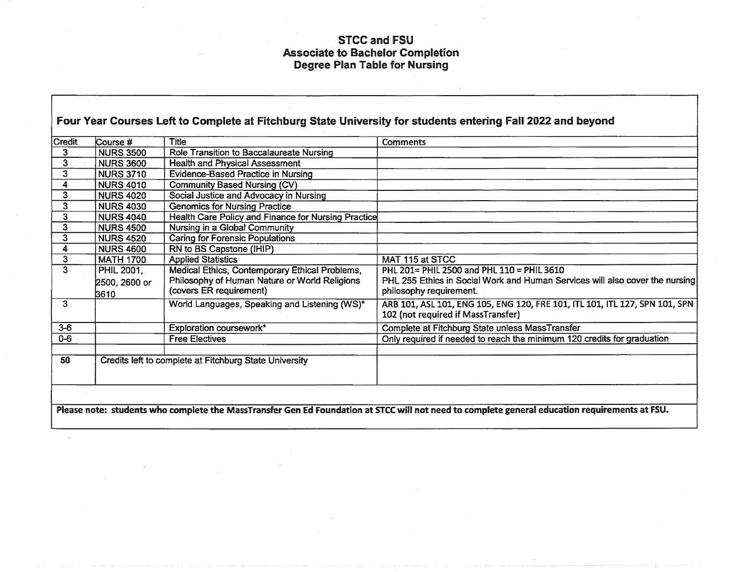# STCC and FSU
## Associate to Bachelor Completion
## Degree Plan Table for Nursing

**Four Year Courses Left to Complete at Fitchburg State University for students entering Fall 2022 and beyond**

| Credit | Course # | Title | Comments |
|---|---|---|---|
| 3 | NURS 3500 | Role Transition to Baccalaureate Nursing | |
| 3 | NURS 3600 | Health and Physical Assessment | |
| 3 | NURS 3710 | Evidence-Based Practice in Nursing | |
| 4 | NURS 4010 | Community Based Nursing (CV) | |
| 3 | NURS 4020 | Social Justice and Advocacy in Nursing | |
| 3 | NURS 4030 | Genomics for Nursing Practice | |
| 3 | NURS 4040 | Health Care Policy and Finance for Nursing Practice | |
| 3 | NURS 4500 | Nursing in a Global Community | |
| 3 | NURS 4520 | Caring for Forensic Populations | |
| 4 | NURS 4600 | RN to BS Capstone (IHIP) | |
| 3 | MATH 1700 | Applied Statistics | MAT 115 at STCC |
| 3 | PHIL 2001, 2500, 2600 or 3610 | Medical Ethics, Contemporary Ethical Problems, Philosophy of Human Nature or World Religions (covers ER requirement) | PHL 201= PHIL 2500 and PHL 110 = PHIL 3610<br>PHL 255 Ethics in Social Work and Human Services will also cover the nursing philosophy requirement. |
| 3 | | World Languages, Speaking and Listening (WS)* | ARB 101, ASL 101, ENG 105, ENG 120, FRE 101, ITL 101, ITL 127, SPN 101, SPN 102 (not required if MassTransfer) |
| 3-6 | | Exploration coursework* | Complete at Fitchburg State unless MassTransfer |
| 0-6 | | Free Electives | Only required if needed to reach the minimum 120 credits for graduation |
| | | | |
| 50 | Credits left to complete at Fitchburg State University | | |

**Please note: students who complete the MassTransfer Gen Ed Foundation at STCC will not need to complete general education requirements at FSU.**